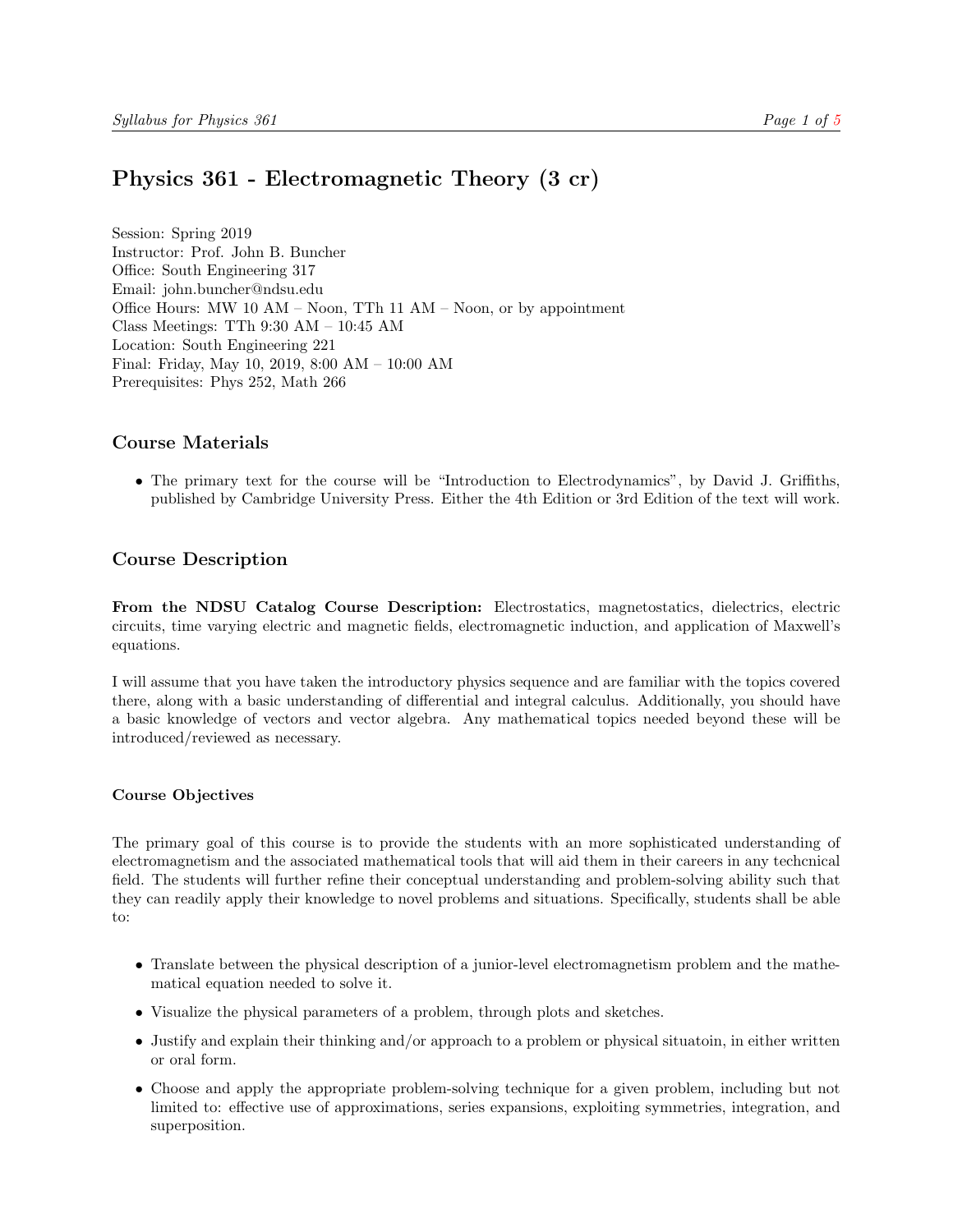# Physics 361 - Electromagnetic Theory (3 cr)

Session: Spring 2019
Instructor: Prof. John B. Buncher
Office: South Engineering 317
Email: john.buncher@ndsu.edu
Office Hours: MW 10 AM – Noon, TTh 11 AM – Noon, or by appointment
Class Meetings: TTh 9:30 AM – 10:45 AM
Location: South Engineering 221
Final: Friday, May 10, 2019, 8:00 AM – 10:00 AM
Prerequisites: Phys 252, Math 266

## Course Materials

- The primary text for the course will be "Introduction to Electrodynamics", by David J. Griffiths, published by Cambridge University Press. Either the 4th Edition or 3rd Edition of the text will work.

## Course Description

**From the NDSU Catalog Course Description:** Electrostatics, magnetostatics, dielectrics, electric circuits, time varying electric and magnetic fields, electromagnetic induction, and application of Maxwell's equations.

I will assume that you have taken the introductory physics sequence and are familiar with the topics covered there, along with a basic understanding of differential and integral calculus. Additionally, you should have a basic knowledge of vectors and vector algebra. Any mathematical topics needed beyond these will be introduced/reviewed as necessary.

### Course Objectives

The primary goal of this course is to provide the students with an more sophisticated understanding of electromagnetism and the associated mathematical tools that will aid them in their careers in any techcnical field. The students will further refine their conceptual understanding and problem-solving ability such that they can readily apply their knowledge to novel problems and situations. Specifically, students shall be able to:

- Translate between the physical description of a junior-level electromagnetism problem and the mathematical equation needed to solve it.
- Visualize the physical parameters of a problem, through plots and sketches.
- Justify and explain their thinking and/or approach to a problem or physical situatoin, in either written or oral form.
- Choose and apply the appropriate problem-solving technique for a given problem, including but not limited to: effective use of approximations, series expansions, exploiting symmetries, integration, and superposition.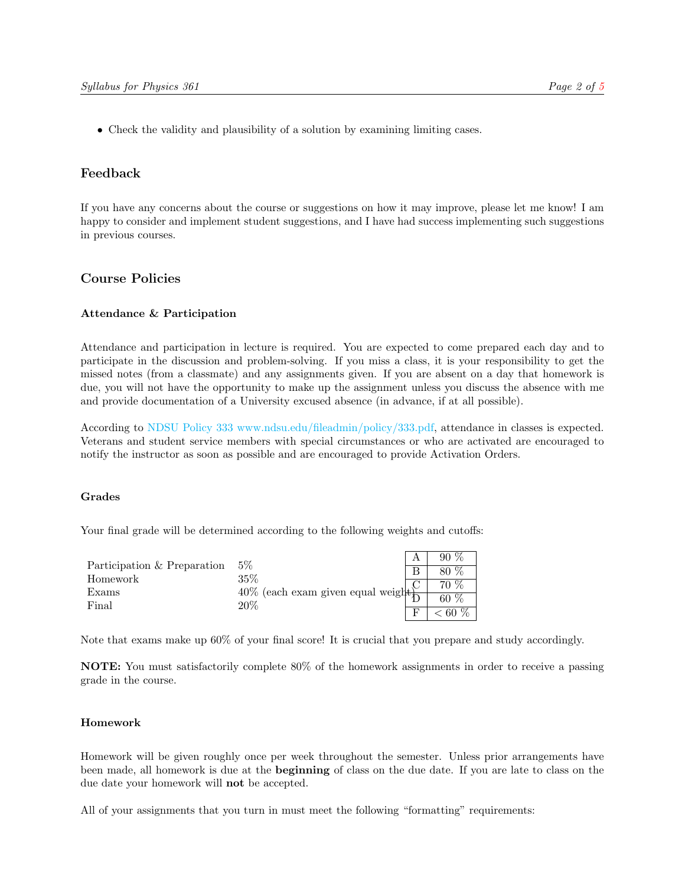- Check the validity and plausibility of a solution by examining limiting cases.

## Feedback

If you have any concerns about the course or suggestions on how it may improve, please let me know! I am happy to consider and implement student suggestions, and I have had success implementing such suggestions in previous courses.

## Course Policies

### Attendance & Participation

Attendance and participation in lecture is required. You are expected to come prepared each day and to participate in the discussion and problem-solving. If you miss a class, it is your responsibility to get the missed notes (from a classmate) and any assignments given. If you are absent on a day that homework is due, you will not have the opportunity to make up the assignment unless you discuss the absence with me and provide documentation of a University excused absence (in advance, if at all possible).

According to NDSU Policy 333 www.ndsu.edu/fileadmin/policy/333.pdf, attendance in classes is expected. Veterans and student service members with special circumstances or who are activated are encouraged to notify the instructor as soon as possible and are encouraged to provide Activation Orders.

### Grades

Your final grade will be determined according to the following weights and cutoffs:

| Component | Weight |
|---|---|
| Participation & Preparation | 5% |
| Homework | 35% |
| Exams | 40% (each exam given equal weight) |
| Final | 20% |

| Grade | Cutoff |
|---|---|
| A | 90 % |
| B | 80 % |
| C | 70 % |
| D | 60 % |
| F | < 60 % |

Note that exams make up 60% of your final score! It is crucial that you prepare and study accordingly.

**NOTE:** You must satisfactorily complete 80% of the homework assignments in order to receive a passing grade in the course.

### Homework

Homework will be given roughly once per week throughout the semester. Unless prior arrangements have been made, all homework is due at the **beginning** of class on the due date. If you are late to class on the due date your homework will **not** be accepted.

All of your assignments that you turn in must meet the following "formatting" requirements: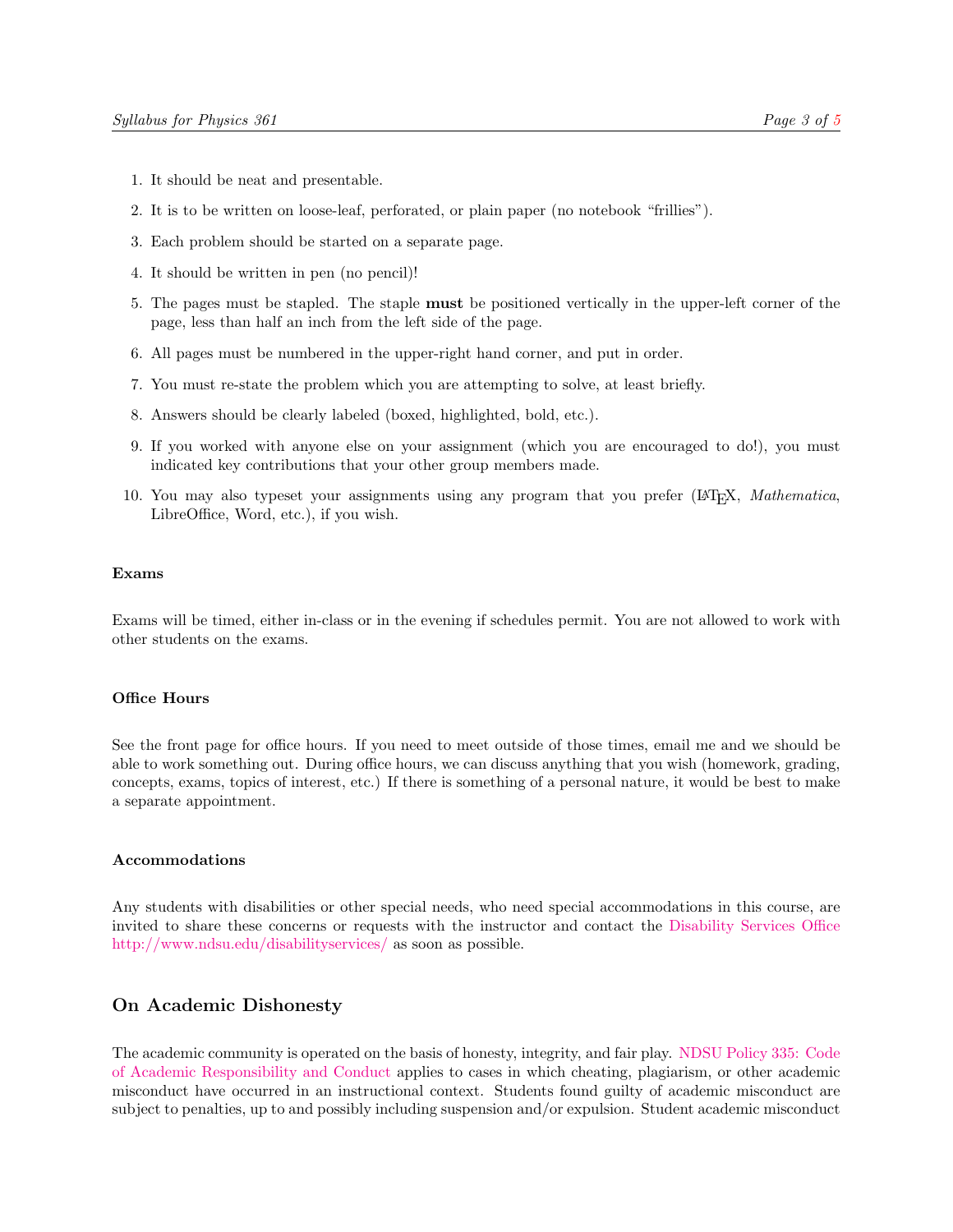1. It should be neat and presentable.
2. It is to be written on loose-leaf, perforated, or plain paper (no notebook "frillies").
3. Each problem should be started on a separate page.
4. It should be written in pen (no pencil)!
5. The pages must be stapled. The staple **must** be positioned vertically in the upper-left corner of the page, less than half an inch from the left side of the page.
6. All pages must be numbered in the upper-right hand corner, and put in order.
7. You must re-state the problem which you are attempting to solve, at least briefly.
8. Answers should be clearly labeled (boxed, highlighted, bold, etc.).
9. If you worked with anyone else on your assignment (which you are encouraged to do!), you must indicated key contributions that your other group members made.
10. You may also typeset your assignments using any program that you prefer (LaTeX, *Mathematica*, LibreOffice, Word, etc.), if you wish.

#### Exams

Exams will be timed, either in-class or in the evening if schedules permit. You are not allowed to work with other students on the exams.

#### Office Hours

See the front page for office hours. If you need to meet outside of those times, email me and we should be able to work something out. During office hours, we can discuss anything that you wish (homework, grading, concepts, exams, topics of interest, etc.) If there is something of a personal nature, it would be best to make a separate appointment.

#### Accommodations

Any students with disabilities or other special needs, who need special accommodations in this course, are invited to share these concerns or requests with the instructor and contact the Disability Services Office http://www.ndsu.edu/disabilityservices/ as soon as possible.

## On Academic Dishonesty

The academic community is operated on the basis of honesty, integrity, and fair play. NDSU Policy 335: Code of Academic Responsibility and Conduct applies to cases in which cheating, plagiarism, or other academic misconduct have occurred in an instructional context. Students found guilty of academic misconduct are subject to penalties, up to and possibly including suspension and/or expulsion. Student academic misconduct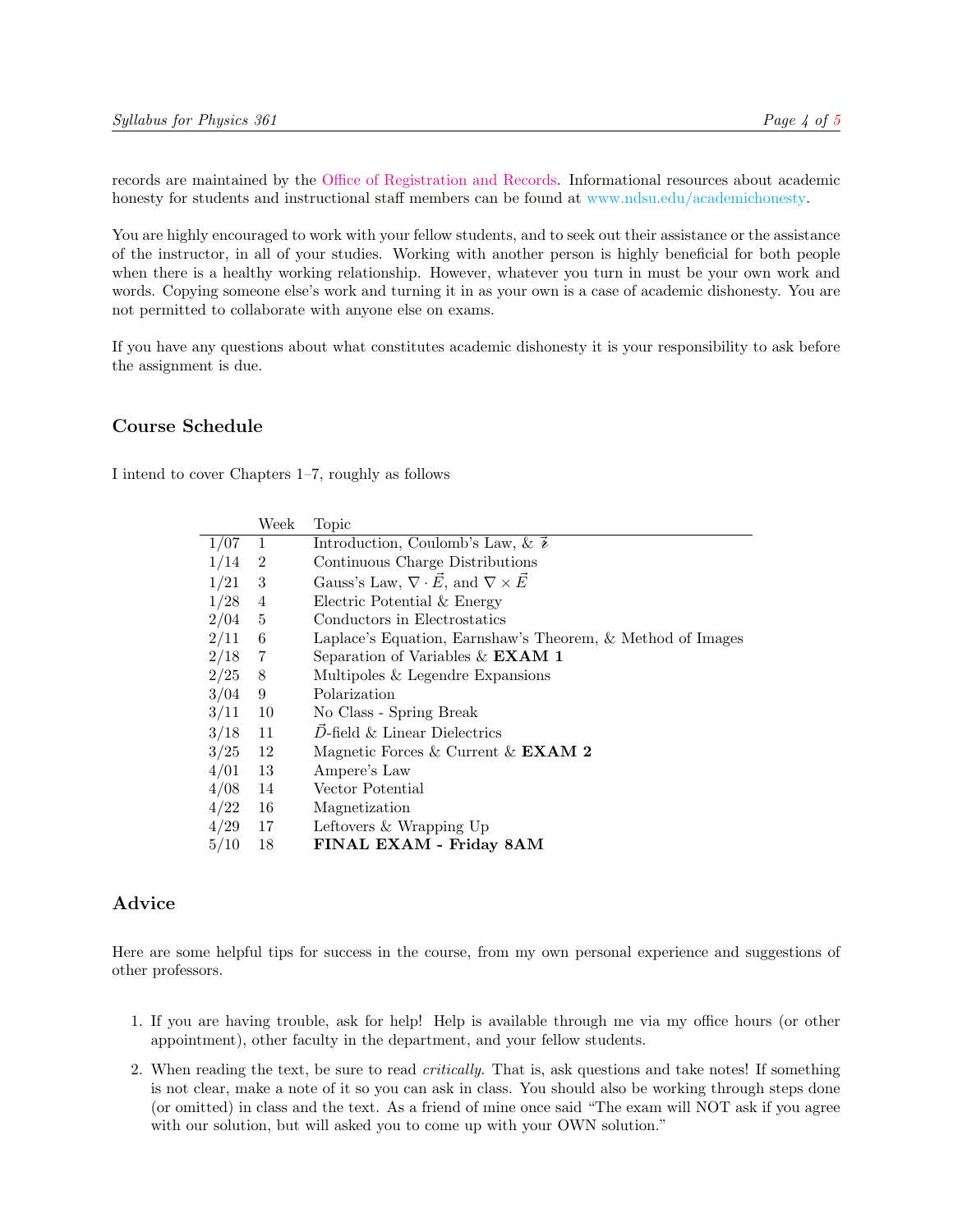records are maintained by the Office of Registration and Records. Informational resources about academic honesty for students and instructional staff members can be found at www.ndsu.edu/academichonesty.

You are highly encouraged to work with your fellow students, and to seek out their assistance or the assistance of the instructor, in all of your studies. Working with another person is highly beneficial for both people when there is a healthy working relationship. However, whatever you turn in must be your own work and words. Copying someone else's work and turning it in as your own is a case of academic dishonesty. You are not permitted to collaborate with anyone else on exams.

If you have any questions about what constitutes academic dishonesty it is your responsibility to ask before the assignment is due.

## Course Schedule

I intend to cover Chapters 1–7, roughly as follows

| | Week | Topic |
|---|---|---|
| 1/07 | 1 | Introduction, Coulomb's Law, & $\vec{\mathscr{r}}$ |
| 1/14 | 2 | Continuous Charge Distributions |
| 1/21 | 3 | Gauss's Law, $\nabla \cdot \vec{E}$, and $\nabla \times \vec{E}$ |
| 1/28 | 4 | Electric Potential & Energy |
| 2/04 | 5 | Conductors in Electrostatics |
| 2/11 | 6 | Laplace's Equation, Earnshaw's Theorem, & Method of Images |
| 2/18 | 7 | Separation of Variables & **EXAM 1** |
| 2/25 | 8 | Multipoles & Legendre Expansions |
| 3/04 | 9 | Polarization |
| 3/11 | 10 | No Class - Spring Break |
| 3/18 | 11 | $\vec{D}$-field & Linear Dielectrics |
| 3/25 | 12 | Magnetic Forces & Current & **EXAM 2** |
| 4/01 | 13 | Ampere's Law |
| 4/08 | 14 | Vector Potential |
| 4/22 | 16 | Magnetization |
| 4/29 | 17 | Leftovers & Wrapping Up |
| 5/10 | 18 | **FINAL EXAM - Friday 8AM** |

## Advice

Here are some helpful tips for success in the course, from my own personal experience and suggestions of other professors.

1. If you are having trouble, ask for help! Help is available through me via my office hours (or other appointment), other faculty in the department, and your fellow students.
2. When reading the text, be sure to read *critically*. That is, ask questions and take notes! If something is not clear, make a note of it so you can ask in class. You should also be working through steps done (or omitted) in class and the text. As a friend of mine once said "The exam will NOT ask if you agree with our solution, but will asked you to come up with your OWN solution."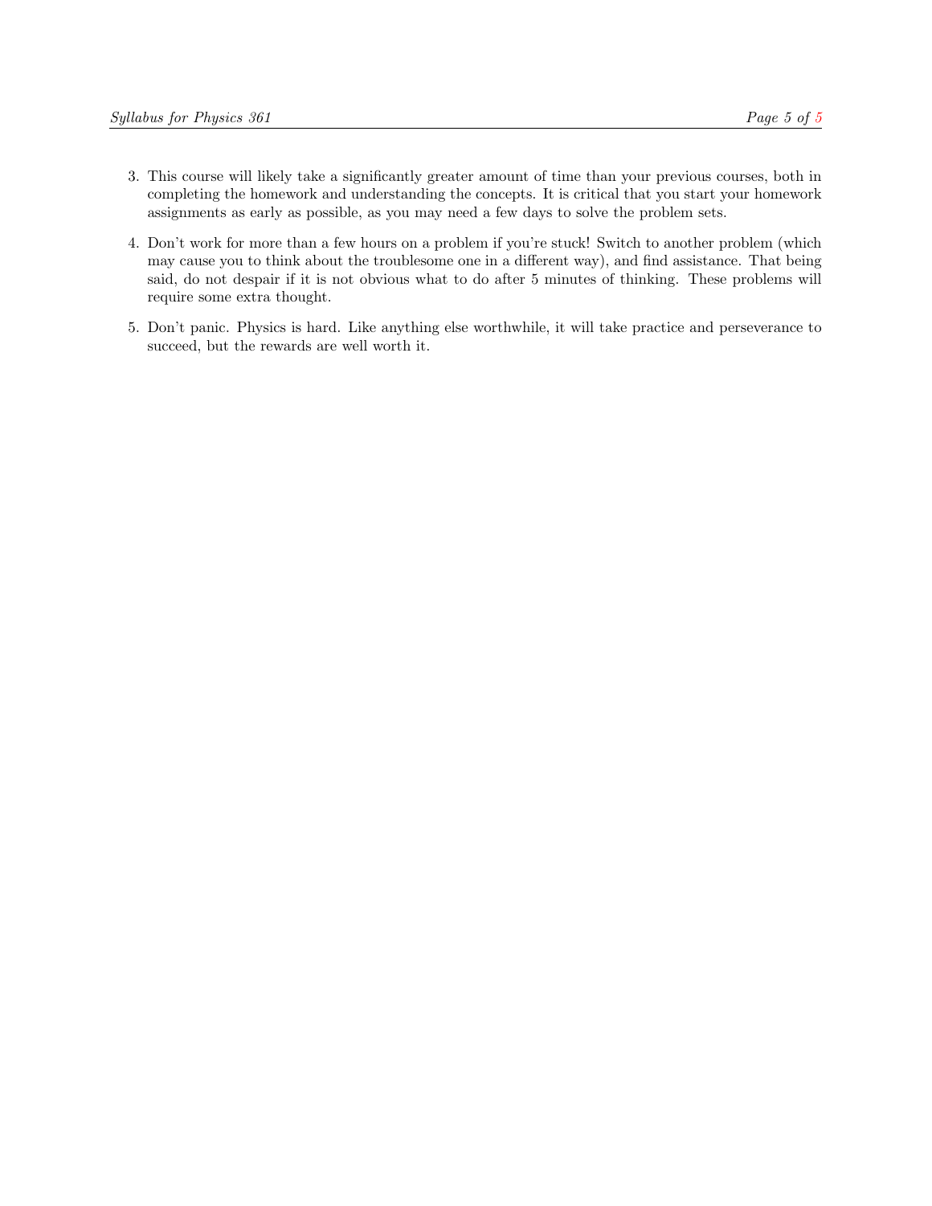3. This course will likely take a significantly greater amount of time than your previous courses, both in completing the homework and understanding the concepts. It is critical that you start your homework assignments as early as possible, as you may need a few days to solve the problem sets.

4. Don't work for more than a few hours on a problem if you're stuck! Switch to another problem (which may cause you to think about the troublesome one in a different way), and find assistance. That being said, do not despair if it is not obvious what to do after 5 minutes of thinking. These problems will require some extra thought.

5. Don't panic. Physics is hard. Like anything else worthwhile, it will take practice and perseverance to succeed, but the rewards are well worth it.